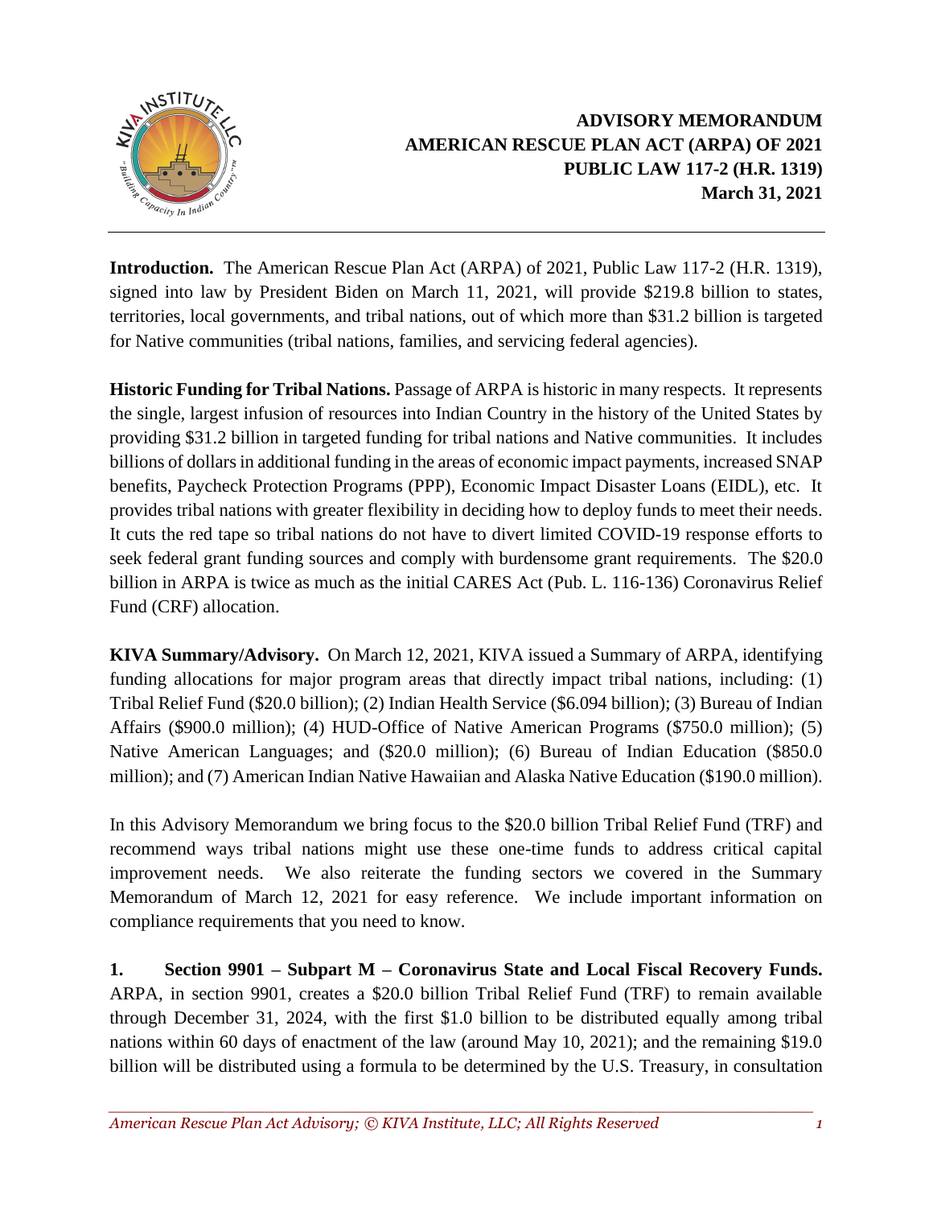# ADVISORY MEMORANDUM
# AMERICAN RESCUE PLAN ACT (ARPA) OF 2021
# PUBLIC LAW 117-2 (H.R. 1319)
# March 31, 2021

**Introduction.** The American Rescue Plan Act (ARPA) of 2021, Public Law 117-2 (H.R. 1319), signed into law by President Biden on March 11, 2021, will provide $219.8 billion to states, territories, local governments, and tribal nations, out of which more than $31.2 billion is targeted for Native communities (tribal nations, families, and servicing federal agencies).

**Historic Funding for Tribal Nations.** Passage of ARPA is historic in many respects. It represents the single, largest infusion of resources into Indian Country in the history of the United States by providing $31.2 billion in targeted funding for tribal nations and Native communities. It includes billions of dollars in additional funding in the areas of economic impact payments, increased SNAP benefits, Paycheck Protection Programs (PPP), Economic Impact Disaster Loans (EIDL), etc. It provides tribal nations with greater flexibility in deciding how to deploy funds to meet their needs. It cuts the red tape so tribal nations do not have to divert limited COVID-19 response efforts to seek federal grant funding sources and comply with burdensome grant requirements. The $20.0 billion in ARPA is twice as much as the initial CARES Act (Pub. L. 116-136) Coronavirus Relief Fund (CRF) allocation.

**KIVA Summary/Advisory.** On March 12, 2021, KIVA issued a Summary of ARPA, identifying funding allocations for major program areas that directly impact tribal nations, including: (1) Tribal Relief Fund ($20.0 billion); (2) Indian Health Service ($6.094 billion); (3) Bureau of Indian Affairs ($900.0 million); (4) HUD-Office of Native American Programs ($750.0 million); (5) Native American Languages; and ($20.0 million); (6) Bureau of Indian Education ($850.0 million); and (7) American Indian Native Hawaiian and Alaska Native Education ($190.0 million).

In this Advisory Memorandum we bring focus to the $20.0 billion Tribal Relief Fund (TRF) and recommend ways tribal nations might use these one-time funds to address critical capital improvement needs. We also reiterate the funding sectors we covered in the Summary Memorandum of March 12, 2021 for easy reference. We include important information on compliance requirements that you need to know.

**1. Section 9901 – Subpart M – Coronavirus State and Local Fiscal Recovery Funds.** ARPA, in section 9901, creates a $20.0 billion Tribal Relief Fund (TRF) to remain available through December 31, 2024, with the first $1.0 billion to be distributed equally among tribal nations within 60 days of enactment of the law (around May 10, 2021); and the remaining $19.0 billion will be distributed using a formula to be determined by the U.S. Treasury, in consultation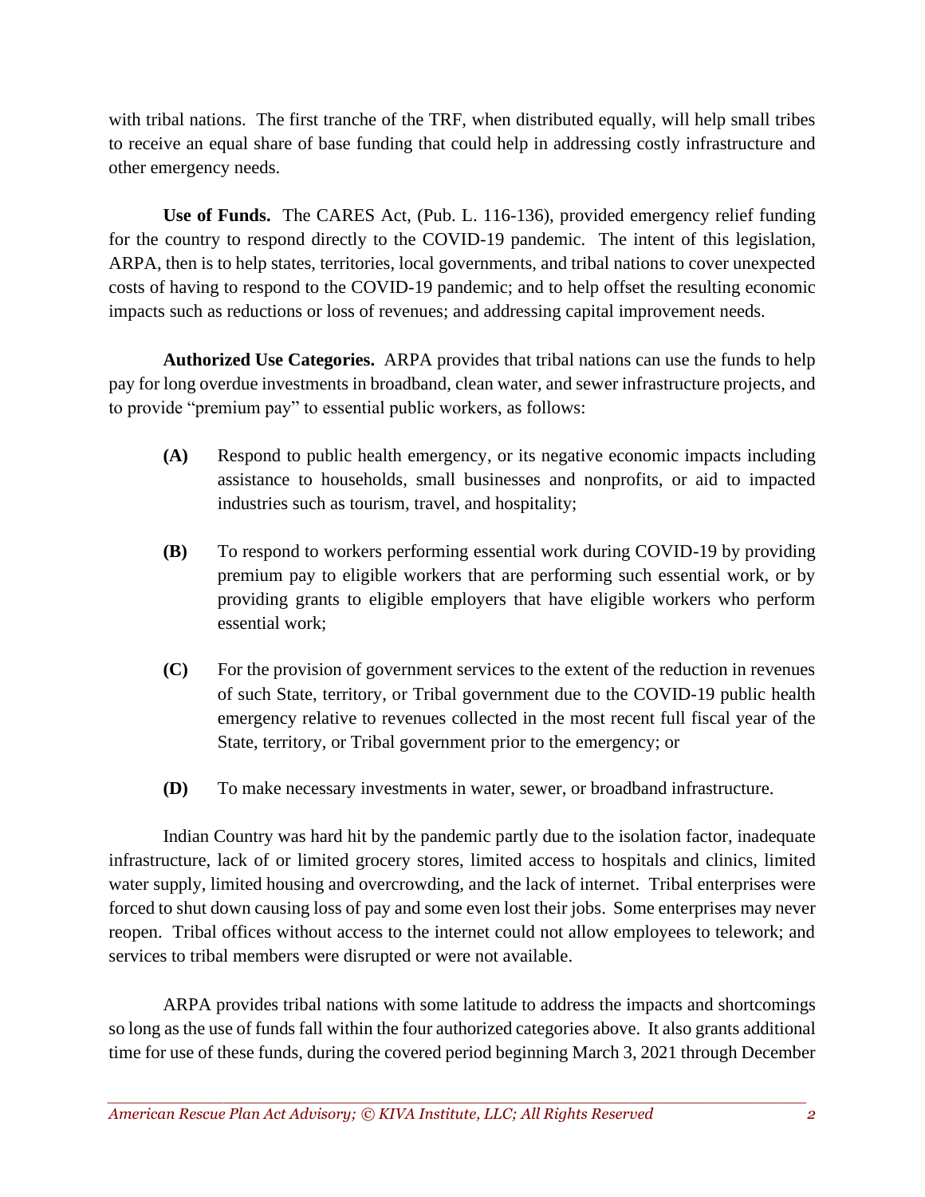with tribal nations. The first tranche of the TRF, when distributed equally, will help small tribes to receive an equal share of base funding that could help in addressing costly infrastructure and other emergency needs.

**Use of Funds.** The CARES Act, (Pub. L. 116-136), provided emergency relief funding for the country to respond directly to the COVID-19 pandemic. The intent of this legislation, ARPA, then is to help states, territories, local governments, and tribal nations to cover unexpected costs of having to respond to the COVID-19 pandemic; and to help offset the resulting economic impacts such as reductions or loss of revenues; and addressing capital improvement needs.

**Authorized Use Categories.** ARPA provides that tribal nations can use the funds to help pay for long overdue investments in broadband, clean water, and sewer infrastructure projects, and to provide "premium pay" to essential public workers, as follows:

**(A)** Respond to public health emergency, or its negative economic impacts including assistance to households, small businesses and nonprofits, or aid to impacted industries such as tourism, travel, and hospitality;

**(B)** To respond to workers performing essential work during COVID-19 by providing premium pay to eligible workers that are performing such essential work, or by providing grants to eligible employers that have eligible workers who perform essential work;

**(C)** For the provision of government services to the extent of the reduction in revenues of such State, territory, or Tribal government due to the COVID-19 public health emergency relative to revenues collected in the most recent full fiscal year of the State, territory, or Tribal government prior to the emergency; or

**(D)** To make necessary investments in water, sewer, or broadband infrastructure.

Indian Country was hard hit by the pandemic partly due to the isolation factor, inadequate infrastructure, lack of or limited grocery stores, limited access to hospitals and clinics, limited water supply, limited housing and overcrowding, and the lack of internet. Tribal enterprises were forced to shut down causing loss of pay and some even lost their jobs. Some enterprises may never reopen. Tribal offices without access to the internet could not allow employees to telework; and services to tribal members were disrupted or were not available.

ARPA provides tribal nations with some latitude to address the impacts and shortcomings so long as the use of funds fall within the four authorized categories above. It also grants additional time for use of these funds, during the covered period beginning March 3, 2021 through December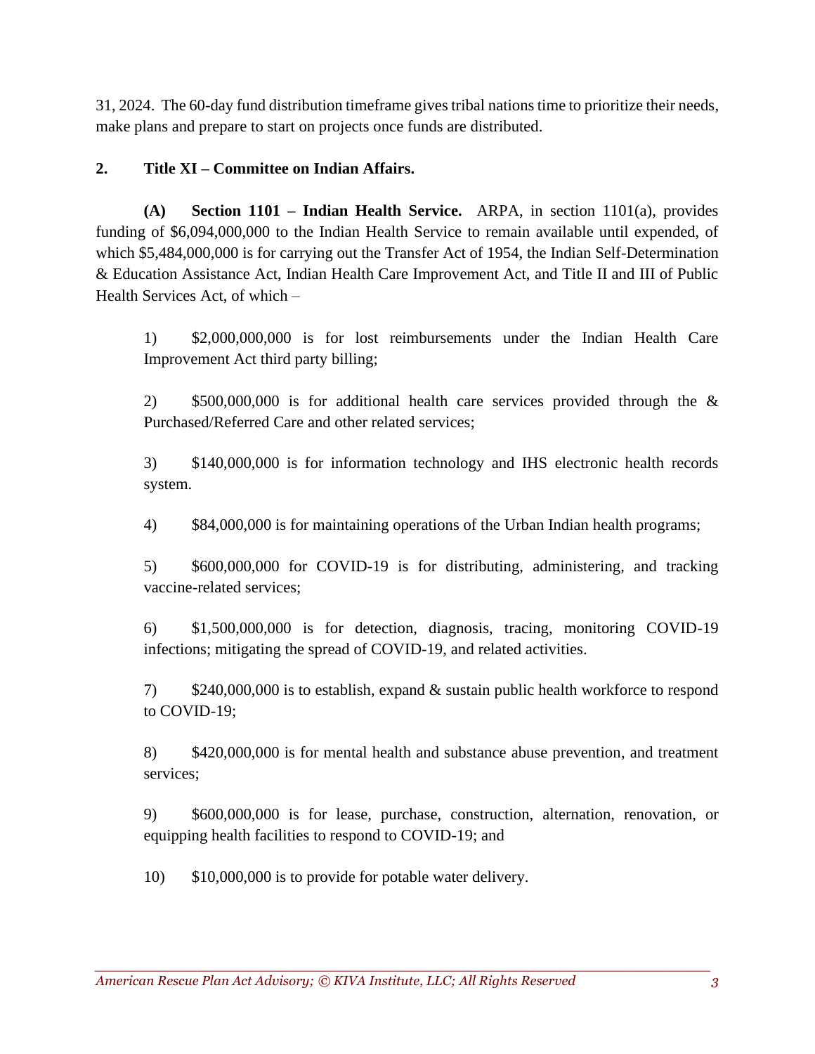31, 2024. The 60-day fund distribution timeframe gives tribal nations time to prioritize their needs, make plans and prepare to start on projects once funds are distributed.

**2. Title XI – Committee on Indian Affairs.**

**(A) Section 1101 – Indian Health Service.** ARPA, in section 1101(a), provides funding of $6,094,000,000 to the Indian Health Service to remain available until expended, of which $5,484,000,000 is for carrying out the Transfer Act of 1954, the Indian Self-Determination & Education Assistance Act, Indian Health Care Improvement Act, and Title II and III of Public Health Services Act, of which –

1) $2,000,000,000 is for lost reimbursements under the Indian Health Care Improvement Act third party billing;

2) $500,000,000 is for additional health care services provided through the & Purchased/Referred Care and other related services;

3) $140,000,000 is for information technology and IHS electronic health records system.

4) $84,000,000 is for maintaining operations of the Urban Indian health programs;

5) $600,000,000 for COVID-19 is for distributing, administering, and tracking vaccine-related services;

6) $1,500,000,000 is for detection, diagnosis, tracing, monitoring COVID-19 infections; mitigating the spread of COVID-19, and related activities.

7) $240,000,000 is to establish, expand & sustain public health workforce to respond to COVID-19;

8) $420,000,000 is for mental health and substance abuse prevention, and treatment services;

9) $600,000,000 is for lease, purchase, construction, alternation, renovation, or equipping health facilities to respond to COVID-19; and

10) $10,000,000 is to provide for potable water delivery.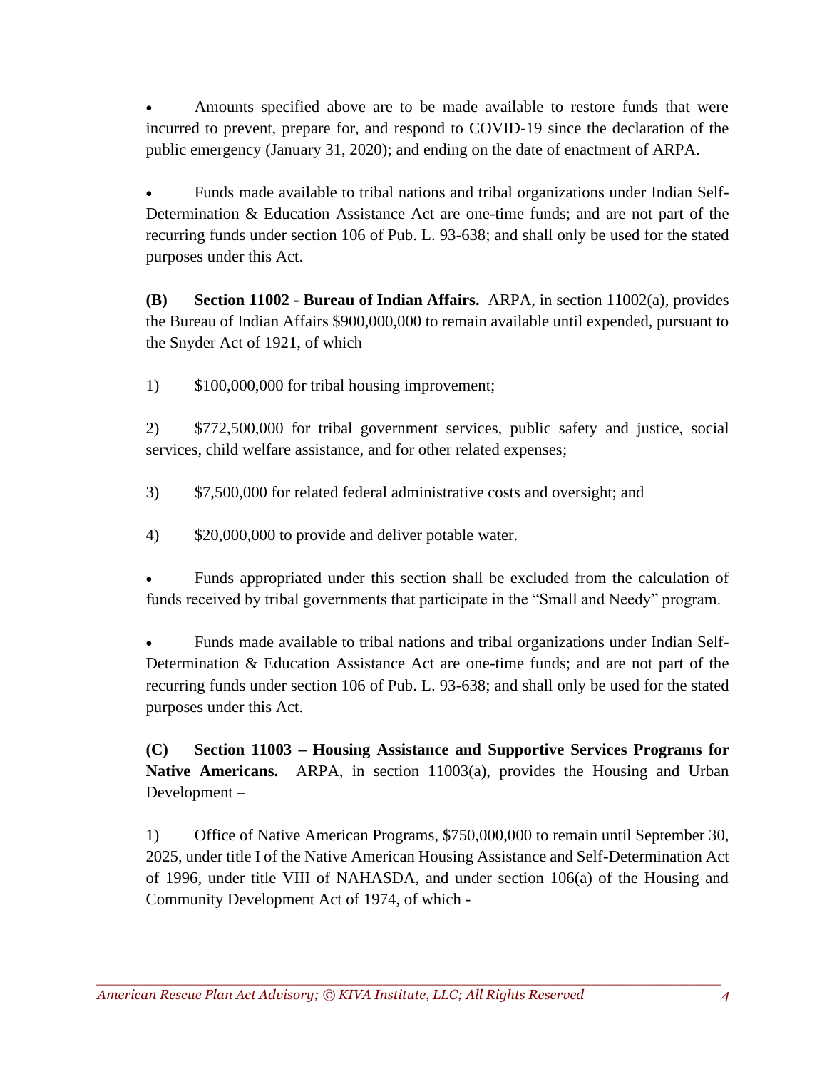- Amounts specified above are to be made available to restore funds that were incurred to prevent, prepare for, and respond to COVID-19 since the declaration of the public emergency (January 31, 2020); and ending on the date of enactment of ARPA.

- Funds made available to tribal nations and tribal organizations under Indian Self-Determination & Education Assistance Act are one-time funds; and are not part of the recurring funds under section 106 of Pub. L. 93-638; and shall only be used for the stated purposes under this Act.

**(B) Section 11002 - Bureau of Indian Affairs.** ARPA, in section 11002(a), provides the Bureau of Indian Affairs $900,000,000 to remain available until expended, pursuant to the Snyder Act of 1921, of which –

1) $100,000,000 for tribal housing improvement;

2) $772,500,000 for tribal government services, public safety and justice, social services, child welfare assistance, and for other related expenses;

3) $7,500,000 for related federal administrative costs and oversight; and

4) $20,000,000 to provide and deliver potable water.

- Funds appropriated under this section shall be excluded from the calculation of funds received by tribal governments that participate in the "Small and Needy" program.

- Funds made available to tribal nations and tribal organizations under Indian Self-Determination & Education Assistance Act are one-time funds; and are not part of the recurring funds under section 106 of Pub. L. 93-638; and shall only be used for the stated purposes under this Act.

**(C) Section 11003 – Housing Assistance and Supportive Services Programs for Native Americans.** ARPA, in section 11003(a), provides the Housing and Urban Development –

1) Office of Native American Programs, $750,000,000 to remain until September 30, 2025, under title I of the Native American Housing Assistance and Self-Determination Act of 1996, under title VIII of NAHASDA, and under section 106(a) of the Housing and Community Development Act of 1974, of which -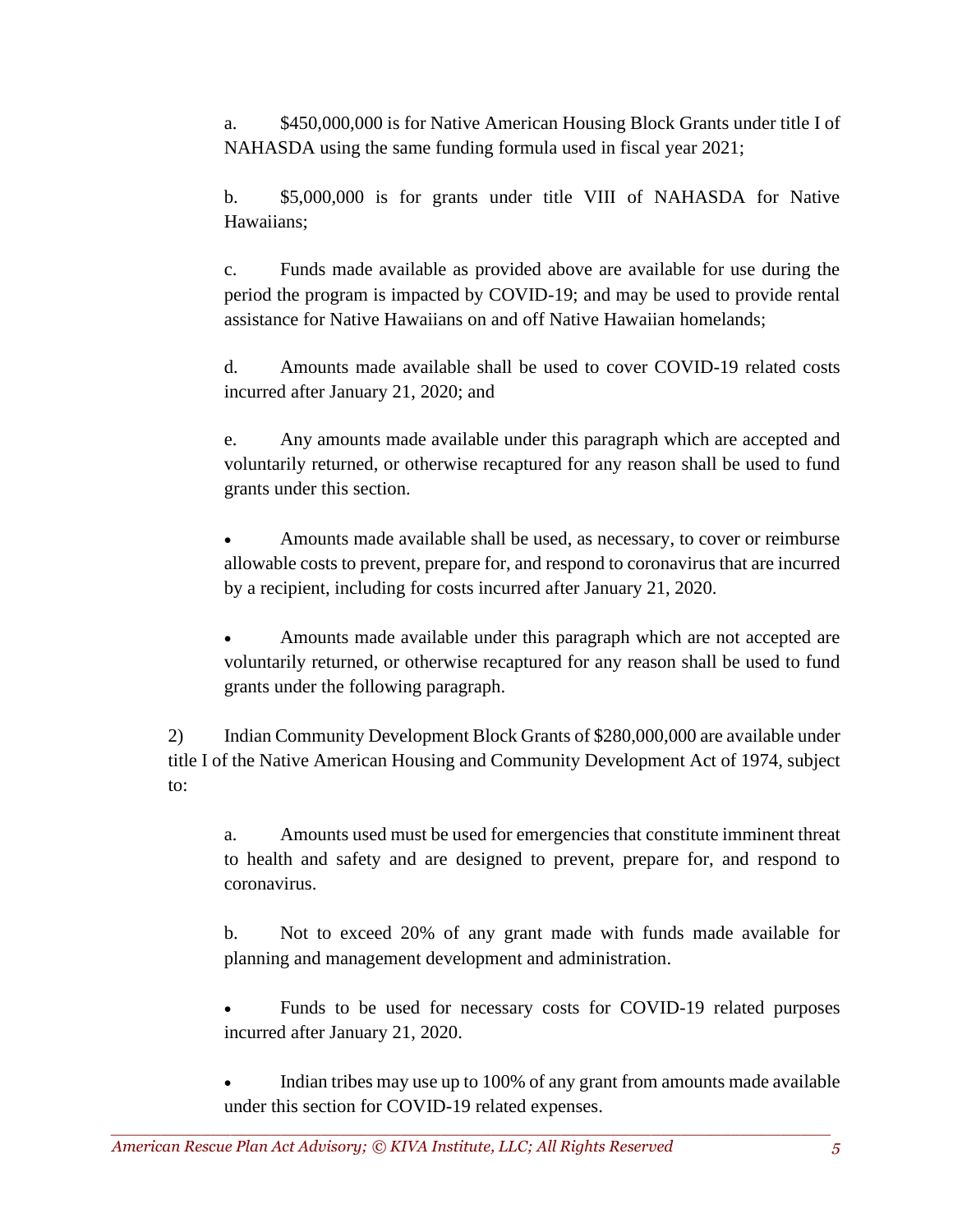a. $450,000,000 is for Native American Housing Block Grants under title I of NAHASDA using the same funding formula used in fiscal year 2021;

b. $5,000,000 is for grants under title VIII of NAHASDA for Native Hawaiians;

c. Funds made available as provided above are available for use during the period the program is impacted by COVID-19; and may be used to provide rental assistance for Native Hawaiians on and off Native Hawaiian homelands;

d. Amounts made available shall be used to cover COVID-19 related costs incurred after January 21, 2020; and

e. Any amounts made available under this paragraph which are accepted and voluntarily returned, or otherwise recaptured for any reason shall be used to fund grants under this section.

- Amounts made available shall be used, as necessary, to cover or reimburse allowable costs to prevent, prepare for, and respond to coronavirus that are incurred by a recipient, including for costs incurred after January 21, 2020.

- Amounts made available under this paragraph which are not accepted are voluntarily returned, or otherwise recaptured for any reason shall be used to fund grants under the following paragraph.

2) Indian Community Development Block Grants of $280,000,000 are available under title I of the Native American Housing and Community Development Act of 1974, subject to:

a. Amounts used must be used for emergencies that constitute imminent threat to health and safety and are designed to prevent, prepare for, and respond to coronavirus.

b. Not to exceed 20% of any grant made with funds made available for planning and management development and administration.

- Funds to be used for necessary costs for COVID-19 related purposes incurred after January 21, 2020.

- Indian tribes may use up to 100% of any grant from amounts made available under this section for COVID-19 related expenses.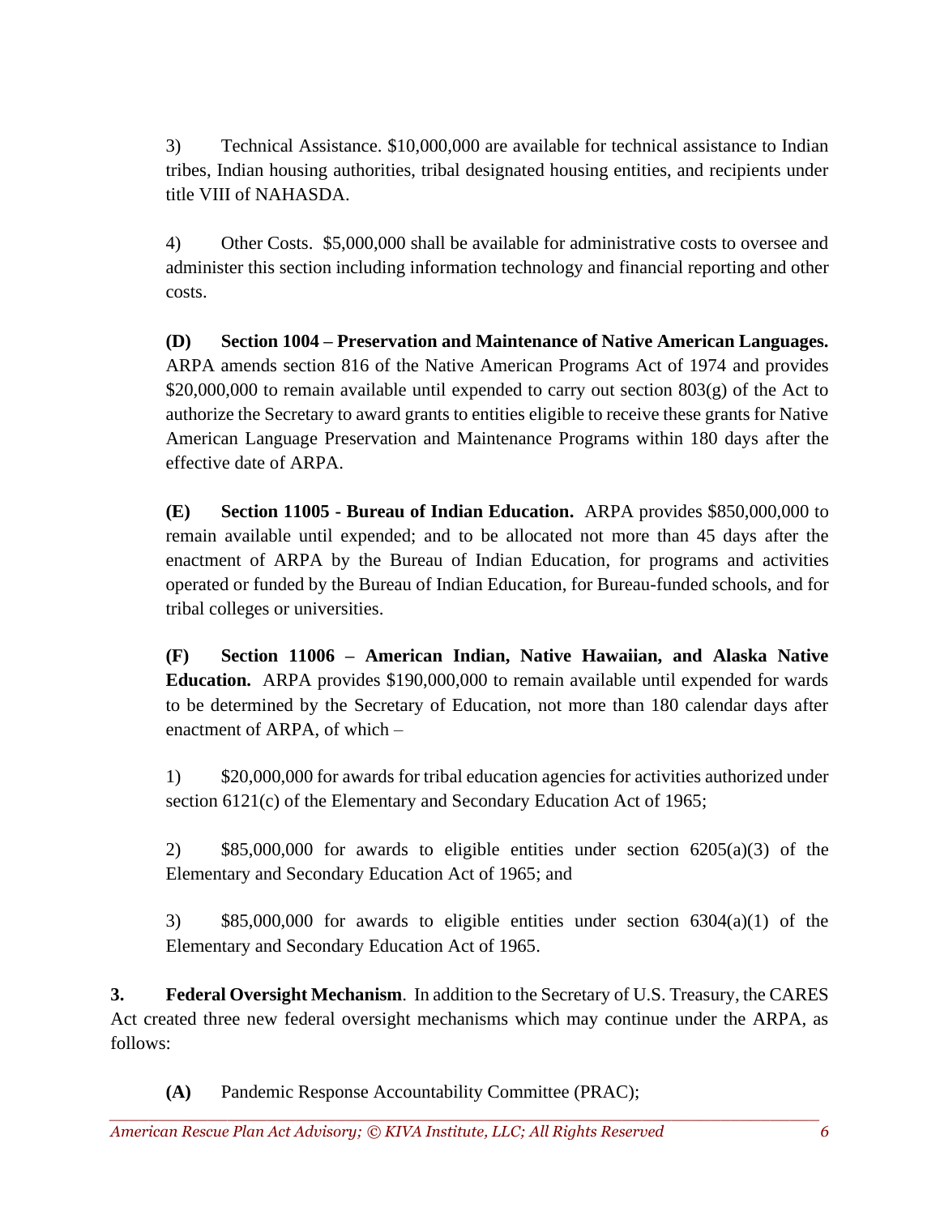3) Technical Assistance. $10,000,000 are available for technical assistance to Indian tribes, Indian housing authorities, tribal designated housing entities, and recipients under title VIII of NAHASDA.

4) Other Costs. $5,000,000 shall be available for administrative costs to oversee and administer this section including information technology and financial reporting and other costs.

**(D) Section 1004 – Preservation and Maintenance of Native American Languages.** ARPA amends section 816 of the Native American Programs Act of 1974 and provides $20,000,000 to remain available until expended to carry out section 803(g) of the Act to authorize the Secretary to award grants to entities eligible to receive these grants for Native American Language Preservation and Maintenance Programs within 180 days after the effective date of ARPA.

**(E) Section 11005 - Bureau of Indian Education.** ARPA provides $850,000,000 to remain available until expended; and to be allocated not more than 45 days after the enactment of ARPA by the Bureau of Indian Education, for programs and activities operated or funded by the Bureau of Indian Education, for Bureau-funded schools, and for tribal colleges or universities.

**(F) Section 11006 – American Indian, Native Hawaiian, and Alaska Native Education.** ARPA provides $190,000,000 to remain available until expended for wards to be determined by the Secretary of Education, not more than 180 calendar days after enactment of ARPA, of which –

1) $20,000,000 for awards for tribal education agencies for activities authorized under section 6121(c) of the Elementary and Secondary Education Act of 1965;

2) $85,000,000 for awards to eligible entities under section 6205(a)(3) of the Elementary and Secondary Education Act of 1965; and

3) $85,000,000 for awards to eligible entities under section 6304(a)(1) of the Elementary and Secondary Education Act of 1965.

**3. Federal Oversight Mechanism**. In addition to the Secretary of U.S. Treasury, the CARES Act created three new federal oversight mechanisms which may continue under the ARPA, as follows:

**(A)** Pandemic Response Accountability Committee (PRAC);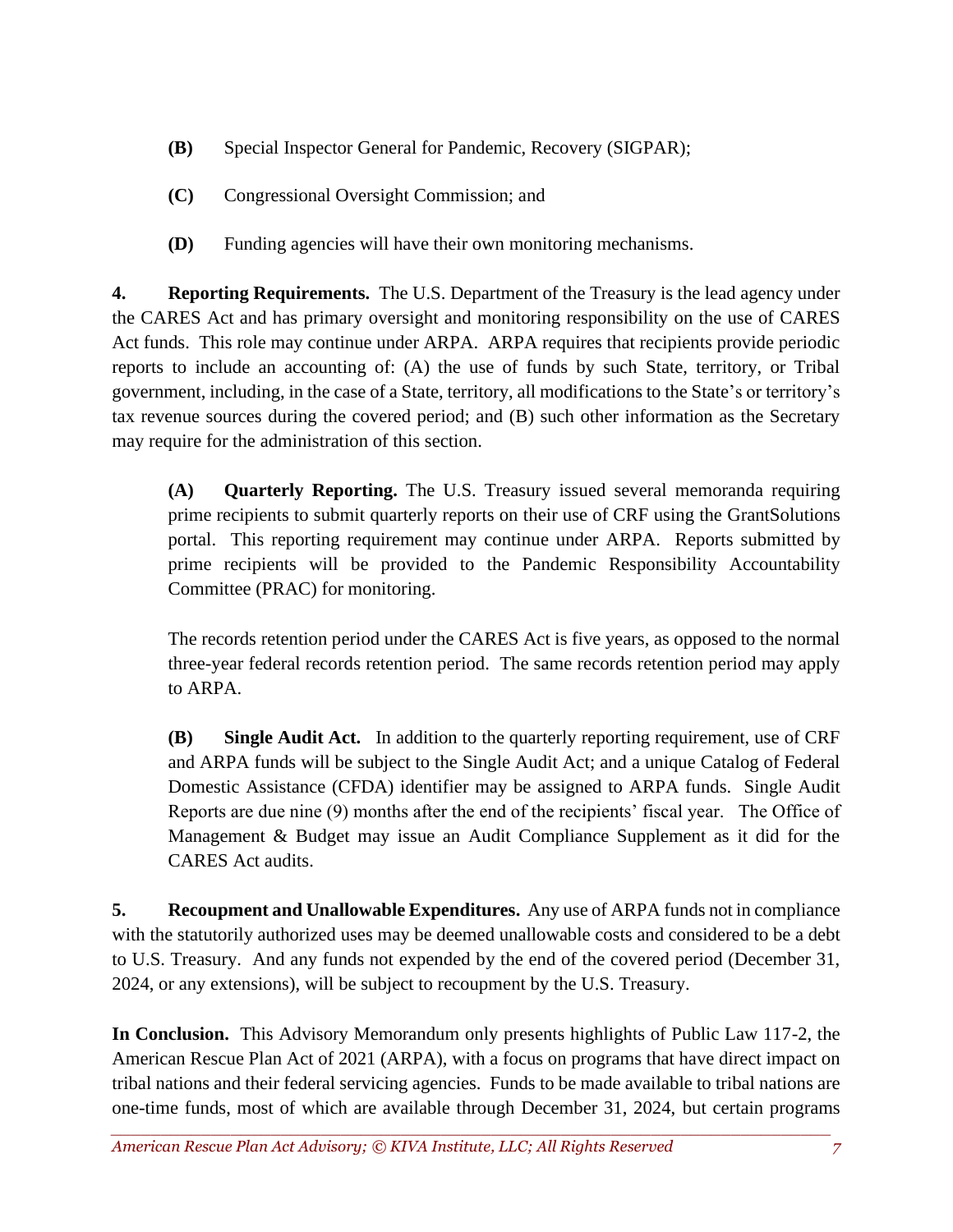**(B)** Special Inspector General for Pandemic, Recovery (SIGPAR);

**(C)** Congressional Oversight Commission; and

**(D)** Funding agencies will have their own monitoring mechanisms.

**4. Reporting Requirements.** The U.S. Department of the Treasury is the lead agency under the CARES Act and has primary oversight and monitoring responsibility on the use of CARES Act funds. This role may continue under ARPA. ARPA requires that recipients provide periodic reports to include an accounting of: (A) the use of funds by such State, territory, or Tribal government, including, in the case of a State, territory, all modifications to the State's or territory's tax revenue sources during the covered period; and (B) such other information as the Secretary may require for the administration of this section.

> **(A) Quarterly Reporting.** The U.S. Treasury issued several memoranda requiring prime recipients to submit quarterly reports on their use of CRF using the GrantSolutions portal. This reporting requirement may continue under ARPA. Reports submitted by prime recipients will be provided to the Pandemic Responsibility Accountability Committee (PRAC) for monitoring.
>
> The records retention period under the CARES Act is five years, as opposed to the normal three-year federal records retention period. The same records retention period may apply to ARPA.
>
> **(B) Single Audit Act.** In addition to the quarterly reporting requirement, use of CRF and ARPA funds will be subject to the Single Audit Act; and a unique Catalog of Federal Domestic Assistance (CFDA) identifier may be assigned to ARPA funds. Single Audit Reports are due nine (9) months after the end of the recipients' fiscal year. The Office of Management & Budget may issue an Audit Compliance Supplement as it did for the CARES Act audits.

**5. Recoupment and Unallowable Expenditures.** Any use of ARPA funds not in compliance with the statutorily authorized uses may be deemed unallowable costs and considered to be a debt to U.S. Treasury. And any funds not expended by the end of the covered period (December 31, 2024, or any extensions), will be subject to recoupment by the U.S. Treasury.

**In Conclusion.** This Advisory Memorandum only presents highlights of Public Law 117-2, the American Rescue Plan Act of 2021 (ARPA), with a focus on programs that have direct impact on tribal nations and their federal servicing agencies. Funds to be made available to tribal nations are one-time funds, most of which are available through December 31, 2024, but certain programs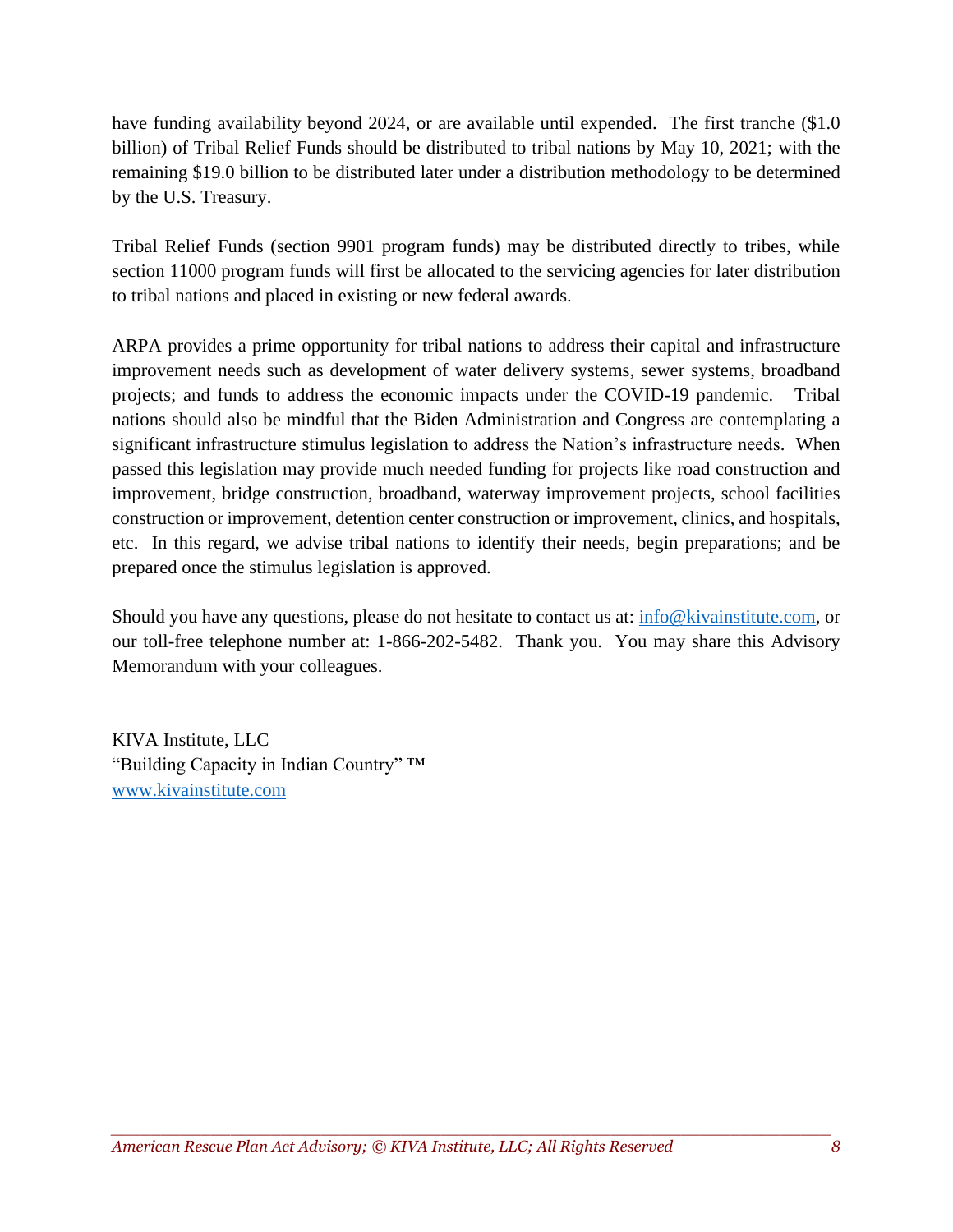have funding availability beyond 2024, or are available until expended. The first tranche ($1.0 billion) of Tribal Relief Funds should be distributed to tribal nations by May 10, 2021; with the remaining $19.0 billion to be distributed later under a distribution methodology to be determined by the U.S. Treasury.

Tribal Relief Funds (section 9901 program funds) may be distributed directly to tribes, while section 11000 program funds will first be allocated to the servicing agencies for later distribution to tribal nations and placed in existing or new federal awards.

ARPA provides a prime opportunity for tribal nations to address their capital and infrastructure improvement needs such as development of water delivery systems, sewer systems, broadband projects; and funds to address the economic impacts under the COVID-19 pandemic. Tribal nations should also be mindful that the Biden Administration and Congress are contemplating a significant infrastructure stimulus legislation to address the Nation's infrastructure needs. When passed this legislation may provide much needed funding for projects like road construction and improvement, bridge construction, broadband, waterway improvement projects, school facilities construction or improvement, detention center construction or improvement, clinics, and hospitals, etc. In this regard, we advise tribal nations to identify their needs, begin preparations; and be prepared once the stimulus legislation is approved.

Should you have any questions, please do not hesitate to contact us at: [info@kivainstitute.com](mailto:info@kivainstitute.com), or our toll-free telephone number at: 1-866-202-5482. Thank you. You may share this Advisory Memorandum with your colleagues.

KIVA Institute, LLC
"Building Capacity in Indian Country" ™
[www.kivainstitute.com](http://www.kivainstitute.com)